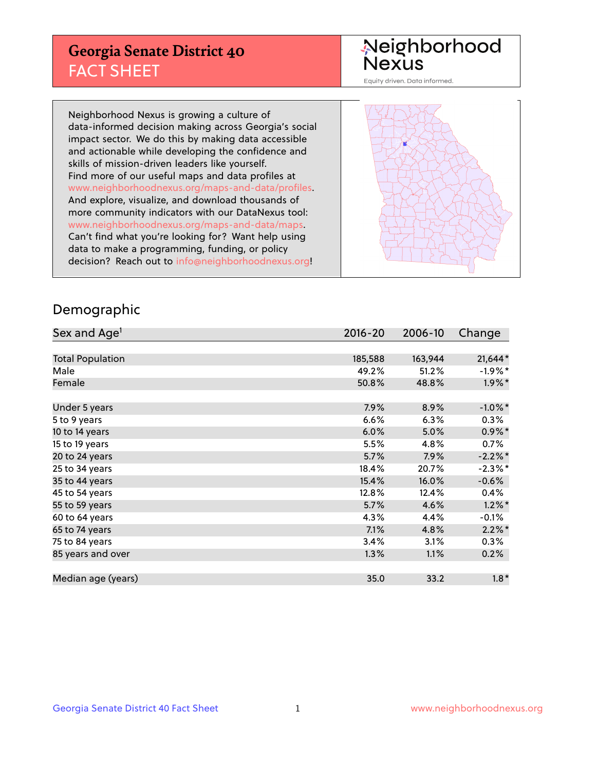# Georgia Senate District 40
## FACT SHEET

Neighborhood Nexus

Equity driven. Data informed.

Neighborhood Nexus is growing a culture of data-informed decision making across Georgia's social impact sector. We do this by making data accessible and actionable while developing the confidence and skills of mission-driven leaders like yourself. Find more of our useful maps and data profiles at www.neighborhoodnexus.org/maps-and-data/profiles. And explore, visualize, and download thousands of more community indicators with our DataNexus tool: www.neighborhoodnexus.org/maps-and-data/maps. Can't find what you're looking for? Want help using data to make a programming, funding, or policy decision? Reach out to info@neighborhoodnexus.org!

## Demographic

| Sex and Age[1] | 2016-20 | 2006-10 | Change |
|---|---|---|---|
| Total Population | 185,588 | 163,944 | 21,644* |
| Male | 49.2% | 51.2% | -1.9%* |
| Female | 50.8% | 48.8% | 1.9%* |
| | | | |
| Under 5 years | 7.9% | 8.9% | -1.0%* |
| 5 to 9 years | 6.6% | 6.3% | 0.3% |
| 10 to 14 years | 6.0% | 5.0% | 0.9%* |
| 15 to 19 years | 5.5% | 4.8% | 0.7% |
| 20 to 24 years | 5.7% | 7.9% | -2.2%* |
| 25 to 34 years | 18.4% | 20.7% | -2.3%* |
| 35 to 44 years | 15.4% | 16.0% | -0.6% |
| 45 to 54 years | 12.8% | 12.4% | 0.4% |
| 55 to 59 years | 5.7% | 4.6% | 1.2%* |
| 60 to 64 years | 4.3% | 4.4% | -0.1% |
| 65 to 74 years | 7.1% | 4.8% | 2.2%* |
| 75 to 84 years | 3.4% | 3.1% | 0.3% |
| 85 years and over | 1.3% | 1.1% | 0.2% |
| | | | |
| Median age (years) | 35.0 | 33.2 | 1.8* |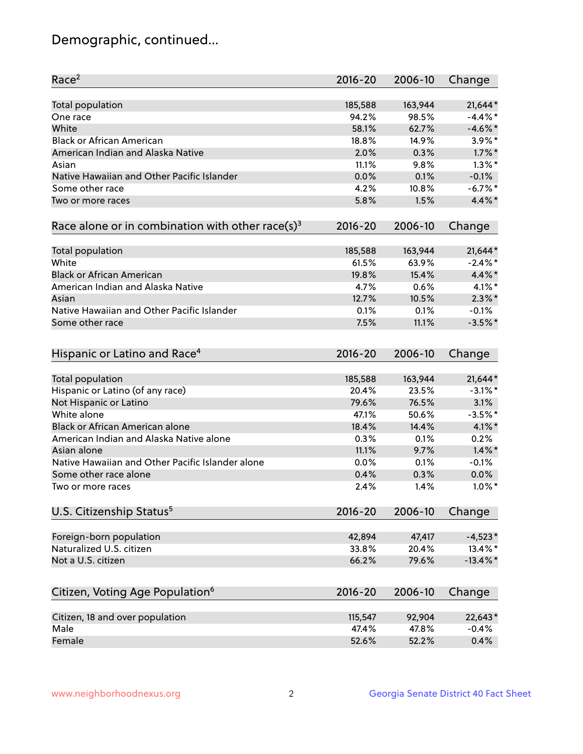# Demographic, continued...

| Race[2] | 2016-20 | 2006-10 | Change |
|---|---|---|---|
| Total population | 185,588 | 163,944 | 21,644* |
| One race | 94.2% | 98.5% | -4.4%* |
| White | 58.1% | 62.7% | -4.6%* |
| Black or African American | 18.8% | 14.9% | 3.9%* |
| American Indian and Alaska Native | 2.0% | 0.3% | 1.7%* |
| Asian | 11.1% | 9.8% | 1.3%* |
| Native Hawaiian and Other Pacific Islander | 0.0% | 0.1% | -0.1% |
| Some other race | 4.2% | 10.8% | -6.7%* |
| Two or more races | 5.8% | 1.5% | 4.4%* |

| Race alone or in combination with other race(s)[3] | 2016-20 | 2006-10 | Change |
|---|---|---|---|
| Total population | 185,588 | 163,944 | 21,644* |
| White | 61.5% | 63.9% | -2.4%* |
| Black or African American | 19.8% | 15.4% | 4.4%* |
| American Indian and Alaska Native | 4.7% | 0.6% | 4.1%* |
| Asian | 12.7% | 10.5% | 2.3%* |
| Native Hawaiian and Other Pacific Islander | 0.1% | 0.1% | -0.1% |
| Some other race | 7.5% | 11.1% | -3.5%* |

| Hispanic or Latino and Race[4] | 2016-20 | 2006-10 | Change |
|---|---|---|---|
| Total population | 185,588 | 163,944 | 21,644* |
| Hispanic or Latino (of any race) | 20.4% | 23.5% | -3.1%* |
| Not Hispanic or Latino | 79.6% | 76.5% | 3.1% |
| White alone | 47.1% | 50.6% | -3.5%* |
| Black or African American alone | 18.4% | 14.4% | 4.1%* |
| American Indian and Alaska Native alone | 0.3% | 0.1% | 0.2% |
| Asian alone | 11.1% | 9.7% | 1.4%* |
| Native Hawaiian and Other Pacific Islander alone | 0.0% | 0.1% | -0.1% |
| Some other race alone | 0.4% | 0.3% | 0.0% |
| Two or more races | 2.4% | 1.4% | 1.0%* |

| U.S. Citizenship Status[5] | 2016-20 | 2006-10 | Change |
|---|---|---|---|
| Foreign-born population | 42,894 | 47,417 | -4,523* |
| Naturalized U.S. citizen | 33.8% | 20.4% | 13.4%* |
| Not a U.S. citizen | 66.2% | 79.6% | -13.4%* |

| Citizen, Voting Age Population[6] | 2016-20 | 2006-10 | Change |
|---|---|---|---|
| Citizen, 18 and over population | 115,547 | 92,904 | 22,643* |
| Male | 47.4% | 47.8% | -0.4% |
| Female | 52.6% | 52.2% | 0.4% |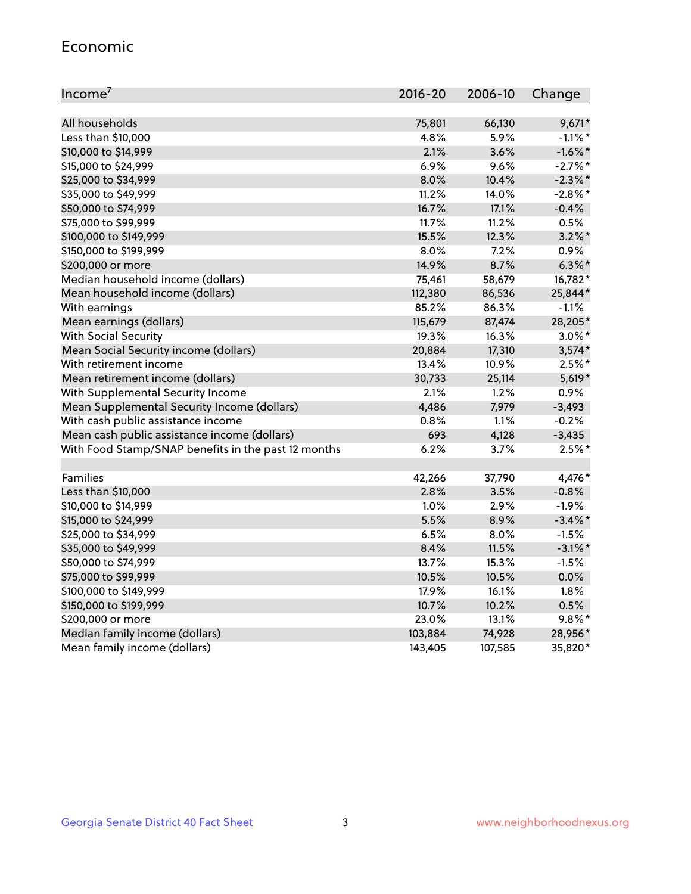## Economic

| Income[7] | 2016-20 | 2006-10 | Change |
|---|---|---|---|
| All households | 75,801 | 66,130 | 9,671* |
| Less than $10,000 | 4.8% | 5.9% | -1.1%* |
| $10,000 to $14,999 | 2.1% | 3.6% | -1.6%* |
| $15,000 to $24,999 | 6.9% | 9.6% | -2.7%* |
| $25,000 to $34,999 | 8.0% | 10.4% | -2.3%* |
| $35,000 to $49,999 | 11.2% | 14.0% | -2.8%* |
| $50,000 to $74,999 | 16.7% | 17.1% | -0.4% |
| $75,000 to $99,999 | 11.7% | 11.2% | 0.5% |
| $100,000 to $149,999 | 15.5% | 12.3% | 3.2%* |
| $150,000 to $199,999 | 8.0% | 7.2% | 0.9% |
| $200,000 or more | 14.9% | 8.7% | 6.3%* |
| Median household income (dollars) | 75,461 | 58,679 | 16,782* |
| Mean household income (dollars) | 112,380 | 86,536 | 25,844* |
| With earnings | 85.2% | 86.3% | -1.1% |
| Mean earnings (dollars) | 115,679 | 87,474 | 28,205* |
| With Social Security | 19.3% | 16.3% | 3.0%* |
| Mean Social Security income (dollars) | 20,884 | 17,310 | 3,574* |
| With retirement income | 13.4% | 10.9% | 2.5%* |
| Mean retirement income (dollars) | 30,733 | 25,114 | 5,619* |
| With Supplemental Security Income | 2.1% | 1.2% | 0.9% |
| Mean Supplemental Security Income (dollars) | 4,486 | 7,979 | -3,493 |
| With cash public assistance income | 0.8% | 1.1% | -0.2% |
| Mean cash public assistance income (dollars) | 693 | 4,128 | -3,435 |
| With Food Stamp/SNAP benefits in the past 12 months | 6.2% | 3.7% | 2.5%* |
| | | | |
| Families | 42,266 | 37,790 | 4,476* |
| Less than $10,000 | 2.8% | 3.5% | -0.8% |
| $10,000 to $14,999 | 1.0% | 2.9% | -1.9% |
| $15,000 to $24,999 | 5.5% | 8.9% | -3.4%* |
| $25,000 to $34,999 | 6.5% | 8.0% | -1.5% |
| $35,000 to $49,999 | 8.4% | 11.5% | -3.1%* |
| $50,000 to $74,999 | 13.7% | 15.3% | -1.5% |
| $75,000 to $99,999 | 10.5% | 10.5% | 0.0% |
| $100,000 to $149,999 | 17.9% | 16.1% | 1.8% |
| $150,000 to $199,999 | 10.7% | 10.2% | 0.5% |
| $200,000 or more | 23.0% | 13.1% | 9.8%* |
| Median family income (dollars) | 103,884 | 74,928 | 28,956* |
| Mean family income (dollars) | 143,405 | 107,585 | 35,820* |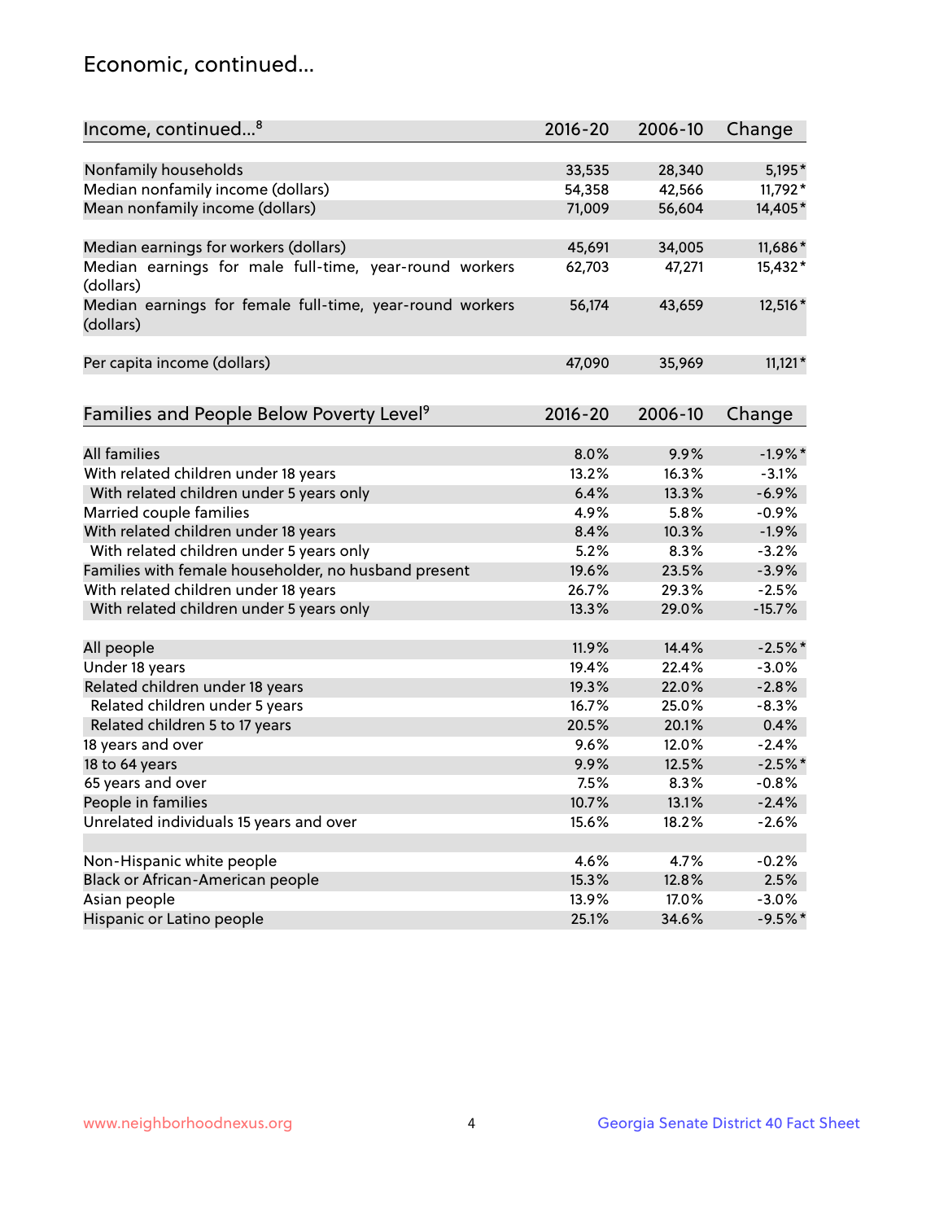# Economic, continued...

| Income, continued...[8] | 2016-20 | 2006-10 | Change |
|---|---|---|---|
| Nonfamily households | 33,535 | 28,340 | 5,195* |
| Median nonfamily income (dollars) | 54,358 | 42,566 | 11,792* |
| Mean nonfamily income (dollars) | 71,009 | 56,604 | 14,405* |
| Median earnings for workers (dollars) | 45,691 | 34,005 | 11,686* |
| Median earnings for male full-time, year-round workers (dollars) | 62,703 | 47,271 | 15,432* |
| Median earnings for female full-time, year-round workers (dollars) | 56,174 | 43,659 | 12,516* |
| Per capita income (dollars) | 47,090 | 35,969 | 11,121* |

| Families and People Below Poverty Level[9] | 2016-20 | 2006-10 | Change |
|---|---|---|---|
| All families | 8.0% | 9.9% | -1.9%* |
| With related children under 18 years | 13.2% | 16.3% | -3.1% |
| With related children under 5 years only | 6.4% | 13.3% | -6.9% |
| Married couple families | 4.9% | 5.8% | -0.9% |
| With related children under 18 years | 8.4% | 10.3% | -1.9% |
| With related children under 5 years only | 5.2% | 8.3% | -3.2% |
| Families with female householder, no husband present | 19.6% | 23.5% | -3.9% |
| With related children under 18 years | 26.7% | 29.3% | -2.5% |
| With related children under 5 years only | 13.3% | 29.0% | -15.7% |
| All people | 11.9% | 14.4% | -2.5%* |
| Under 18 years | 19.4% | 22.4% | -3.0% |
| Related children under 18 years | 19.3% | 22.0% | -2.8% |
| Related children under 5 years | 16.7% | 25.0% | -8.3% |
| Related children 5 to 17 years | 20.5% | 20.1% | 0.4% |
| 18 years and over | 9.6% | 12.0% | -2.4% |
| 18 to 64 years | 9.9% | 12.5% | -2.5%* |
| 65 years and over | 7.5% | 8.3% | -0.8% |
| People in families | 10.7% | 13.1% | -2.4% |
| Unrelated individuals 15 years and over | 15.6% | 18.2% | -2.6% |
| Non-Hispanic white people | 4.6% | 4.7% | -0.2% |
| Black or African-American people | 15.3% | 12.8% | 2.5% |
| Asian people | 13.9% | 17.0% | -3.0% |
| Hispanic or Latino people | 25.1% | 34.6% | -9.5%* |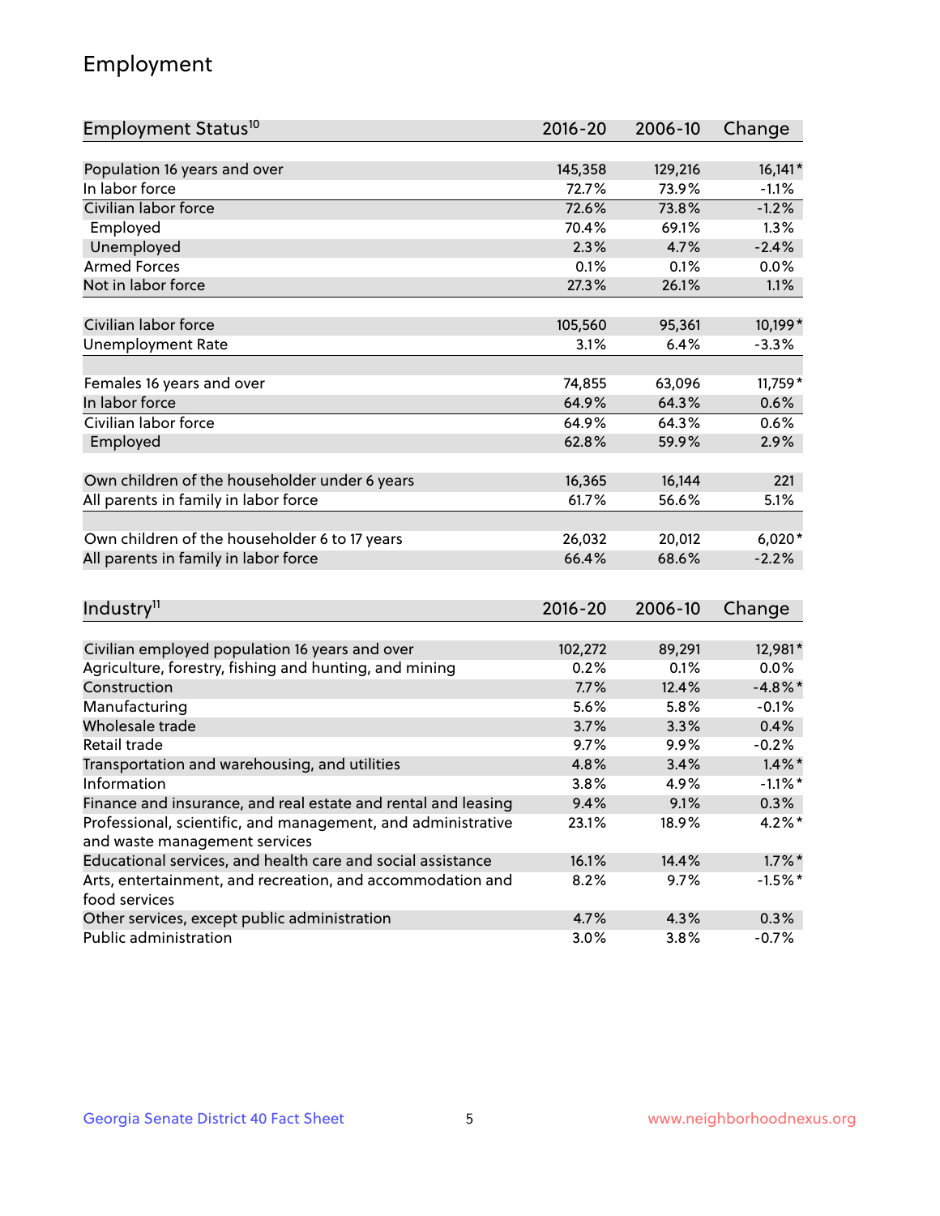## Employment

| Employment Status[10] | 2016-20 | 2006-10 | Change |
|---|---|---|---|
| Population 16 years and over | 145,358 | 129,216 | 16,141* |
| In labor force | 72.7% | 73.9% | -1.1% |
| Civilian labor force | 72.6% | 73.8% | -1.2% |
| Employed | 70.4% | 69.1% | 1.3% |
| Unemployed | 2.3% | 4.7% | -2.4% |
| Armed Forces | 0.1% | 0.1% | 0.0% |
| Not in labor force | 27.3% | 26.1% | 1.1% |
| | | | |
| Civilian labor force | 105,560 | 95,361 | 10,199* |
| Unemployment Rate | 3.1% | 6.4% | -3.3% |
| | | | |
| Females 16 years and over | 74,855 | 63,096 | 11,759* |
| In labor force | 64.9% | 64.3% | 0.6% |
| Civilian labor force | 64.9% | 64.3% | 0.6% |
| Employed | 62.8% | 59.9% | 2.9% |
| | | | |
| Own children of the householder under 6 years | 16,365 | 16,144 | 221 |
| All parents in family in labor force | 61.7% | 56.6% | 5.1% |
| | | | |
| Own children of the householder 6 to 17 years | 26,032 | 20,012 | 6,020* |
| All parents in family in labor force | 66.4% | 68.6% | -2.2% |

| Industry[11] | 2016-20 | 2006-10 | Change |
|---|---|---|---|
| Civilian employed population 16 years and over | 102,272 | 89,291 | 12,981* |
| Agriculture, forestry, fishing and hunting, and mining | 0.2% | 0.1% | 0.0% |
| Construction | 7.7% | 12.4% | -4.8%* |
| Manufacturing | 5.6% | 5.8% | -0.1% |
| Wholesale trade | 3.7% | 3.3% | 0.4% |
| Retail trade | 9.7% | 9.9% | -0.2% |
| Transportation and warehousing, and utilities | 4.8% | 3.4% | 1.4%* |
| Information | 3.8% | 4.9% | -1.1%* |
| Finance and insurance, and real estate and rental and leasing | 9.4% | 9.1% | 0.3% |
| Professional, scientific, and management, and administrative and waste management services | 23.1% | 18.9% | 4.2%* |
| Educational services, and health care and social assistance | 16.1% | 14.4% | 1.7%* |
| Arts, entertainment, and recreation, and accommodation and food services | 8.2% | 9.7% | -1.5%* |
| Other services, except public administration | 4.7% | 4.3% | 0.3% |
| Public administration | 3.0% | 3.8% | -0.7% |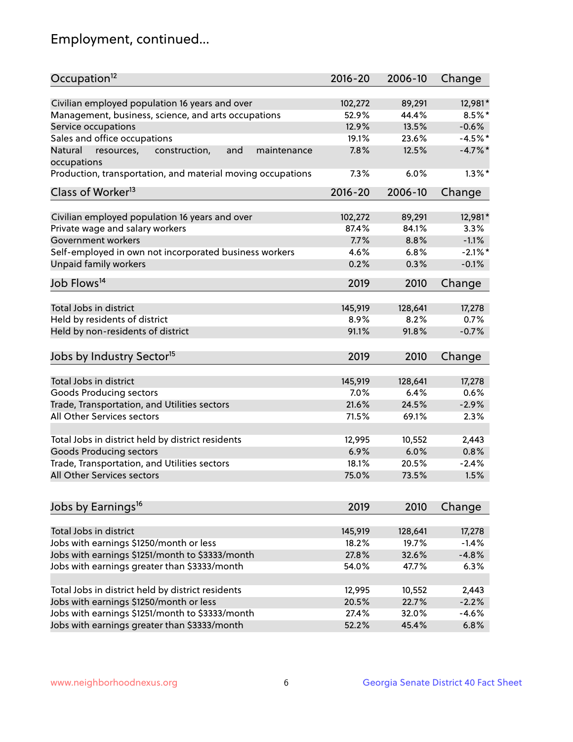# Employment, continued...

| Occupation[12] | 2016-20 | 2006-10 | Change |
|---|---|---|---|
| Civilian employed population 16 years and over | 102,272 | 89,291 | 12,981* |
| Management, business, science, and arts occupations | 52.9% | 44.4% | 8.5%* |
| Service occupations | 12.9% | 13.5% | -0.6% |
| Sales and office occupations | 19.1% | 23.6% | -4.5%* |
| Natural resources, construction, and maintenance occupations | 7.8% | 12.5% | -4.7%* |
| Production, transportation, and material moving occupations | 7.3% | 6.0% | 1.3%* |

| Class of Worker[13] | 2016-20 | 2006-10 | Change |
|---|---|---|---|
| Civilian employed population 16 years and over | 102,272 | 89,291 | 12,981* |
| Private wage and salary workers | 87.4% | 84.1% | 3.3% |
| Government workers | 7.7% | 8.8% | -1.1% |
| Self-employed in own not incorporated business workers | 4.6% | 6.8% | -2.1%* |
| Unpaid family workers | 0.2% | 0.3% | -0.1% |

| Job Flows[14] | 2019 | 2010 | Change |
|---|---|---|---|
| Total Jobs in district | 145,919 | 128,641 | 17,278 |
| Held by residents of district | 8.9% | 8.2% | 0.7% |
| Held by non-residents of district | 91.1% | 91.8% | -0.7% |

| Jobs by Industry Sector[15] | 2019 | 2010 | Change |
|---|---|---|---|
| Total Jobs in district | 145,919 | 128,641 | 17,278 |
| Goods Producing sectors | 7.0% | 6.4% | 0.6% |
| Trade, Transportation, and Utilities sectors | 21.6% | 24.5% | -2.9% |
| All Other Services sectors | 71.5% | 69.1% | 2.3% |
| | | | |
| Total Jobs in district held by district residents | 12,995 | 10,552 | 2,443 |
| Goods Producing sectors | 6.9% | 6.0% | 0.8% |
| Trade, Transportation, and Utilities sectors | 18.1% | 20.5% | -2.4% |
| All Other Services sectors | 75.0% | 73.5% | 1.5% |

| Jobs by Earnings[16] | 2019 | 2010 | Change |
|---|---|---|---|
| Total Jobs in district | 145,919 | 128,641 | 17,278 |
| Jobs with earnings $1250/month or less | 18.2% | 19.7% | -1.4% |
| Jobs with earnings $1251/month to $3333/month | 27.8% | 32.6% | -4.8% |
| Jobs with earnings greater than $3333/month | 54.0% | 47.7% | 6.3% |
| | | | |
| Total Jobs in district held by district residents | 12,995 | 10,552 | 2,443 |
| Jobs with earnings $1250/month or less | 20.5% | 22.7% | -2.2% |
| Jobs with earnings $1251/month to $3333/month | 27.4% | 32.0% | -4.6% |
| Jobs with earnings greater than $3333/month | 52.2% | 45.4% | 6.8% |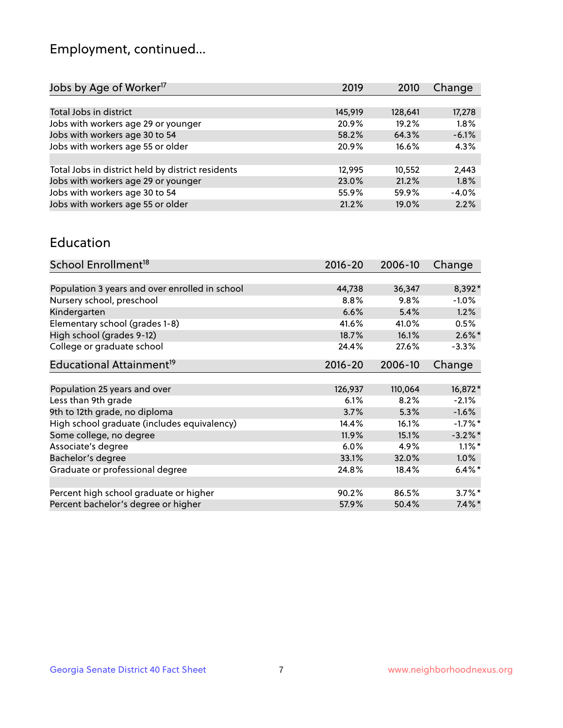# Employment, continued...

| Jobs by Age of Worker[17] | 2019 | 2010 | Change |
|---|---|---|---|
| Total Jobs in district | 145,919 | 128,641 | 17,278 |
| Jobs with workers age 29 or younger | 20.9% | 19.2% | 1.8% |
| Jobs with workers age 30 to 54 | 58.2% | 64.3% | -6.1% |
| Jobs with workers age 55 or older | 20.9% | 16.6% | 4.3% |
| | | | |
| Total Jobs in district held by district residents | 12,995 | 10,552 | 2,443 |
| Jobs with workers age 29 or younger | 23.0% | 21.2% | 1.8% |
| Jobs with workers age 30 to 54 | 55.9% | 59.9% | -4.0% |
| Jobs with workers age 55 or older | 21.2% | 19.0% | 2.2% |

## Education

| School Enrollment[18] | 2016-20 | 2006-10 | Change |
|---|---|---|---|
| Population 3 years and over enrolled in school | 44,738 | 36,347 | 8,392* |
| Nursery school, preschool | 8.8% | 9.8% | -1.0% |
| Kindergarten | 6.6% | 5.4% | 1.2% |
| Elementary school (grades 1-8) | 41.6% | 41.0% | 0.5% |
| High school (grades 9-12) | 18.7% | 16.1% | 2.6%* |
| College or graduate school | 24.4% | 27.6% | -3.3% |

| Educational Attainment[19] | 2016-20 | 2006-10 | Change |
|---|---|---|---|
| Population 25 years and over | 126,937 | 110,064 | 16,872* |
| Less than 9th grade | 6.1% | 8.2% | -2.1% |
| 9th to 12th grade, no diploma | 3.7% | 5.3% | -1.6% |
| High school graduate (includes equivalency) | 14.4% | 16.1% | -1.7%* |
| Some college, no degree | 11.9% | 15.1% | -3.2%* |
| Associate's degree | 6.0% | 4.9% | 1.1%* |
| Bachelor's degree | 33.1% | 32.0% | 1.0% |
| Graduate or professional degree | 24.8% | 18.4% | 6.4%* |
| | | | |
| Percent high school graduate or higher | 90.2% | 86.5% | 3.7%* |
| Percent bachelor's degree or higher | 57.9% | 50.4% | 7.4%* |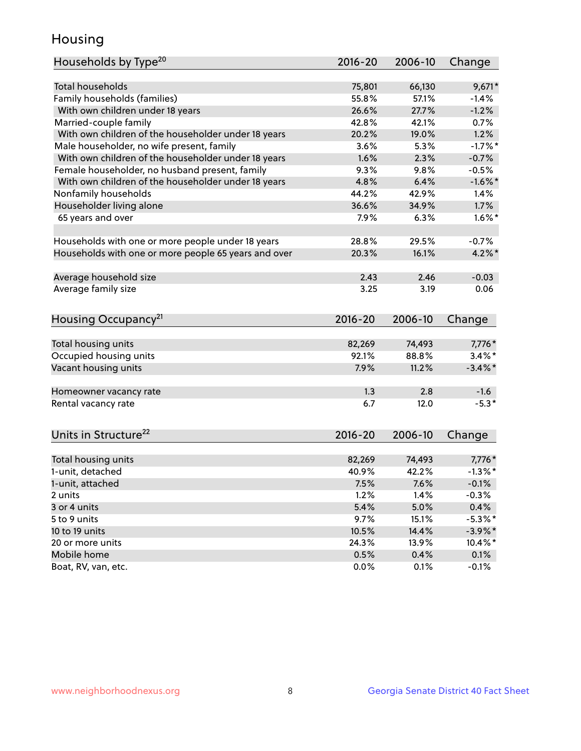# Housing

| Households by Type[20] | 2016-20 | 2006-10 | Change |
|---|---|---|---|
| Total households | 75,801 | 66,130 | 9,671* |
| Family households (families) | 55.8% | 57.1% | -1.4% |
| With own children under 18 years | 26.6% | 27.7% | -1.2% |
| Married-couple family | 42.8% | 42.1% | 0.7% |
| With own children of the householder under 18 years | 20.2% | 19.0% | 1.2% |
| Male householder, no wife present, family | 3.6% | 5.3% | -1.7%* |
| With own children of the householder under 18 years | 1.6% | 2.3% | -0.7% |
| Female householder, no husband present, family | 9.3% | 9.8% | -0.5% |
| With own children of the householder under 18 years | 4.8% | 6.4% | -1.6%* |
| Nonfamily households | 44.2% | 42.9% | 1.4% |
| Householder living alone | 36.6% | 34.9% | 1.7% |
| 65 years and over | 7.9% | 6.3% | 1.6%* |
| | | | |
| Households with one or more people under 18 years | 28.8% | 29.5% | -0.7% |
| Households with one or more people 65 years and over | 20.3% | 16.1% | 4.2%* |
| | | | |
| Average household size | 2.43 | 2.46 | -0.03 |
| Average family size | 3.25 | 3.19 | 0.06 |

| Housing Occupancy[21] | 2016-20 | 2006-10 | Change |
|---|---|---|---|
| Total housing units | 82,269 | 74,493 | 7,776* |
| Occupied housing units | 92.1% | 88.8% | 3.4%* |
| Vacant housing units | 7.9% | 11.2% | -3.4%* |
| | | | |
| Homeowner vacancy rate | 1.3 | 2.8 | -1.6 |
| Rental vacancy rate | 6.7 | 12.0 | -5.3* |

| Units in Structure[22] | 2016-20 | 2006-10 | Change |
|---|---|---|---|
| Total housing units | 82,269 | 74,493 | 7,776* |
| 1-unit, detached | 40.9% | 42.2% | -1.3%* |
| 1-unit, attached | 7.5% | 7.6% | -0.1% |
| 2 units | 1.2% | 1.4% | -0.3% |
| 3 or 4 units | 5.4% | 5.0% | 0.4% |
| 5 to 9 units | 9.7% | 15.1% | -5.3%* |
| 10 to 19 units | 10.5% | 14.4% | -3.9%* |
| 20 or more units | 24.3% | 13.9% | 10.4%* |
| Mobile home | 0.5% | 0.4% | 0.1% |
| Boat, RV, van, etc. | 0.0% | 0.1% | -0.1% |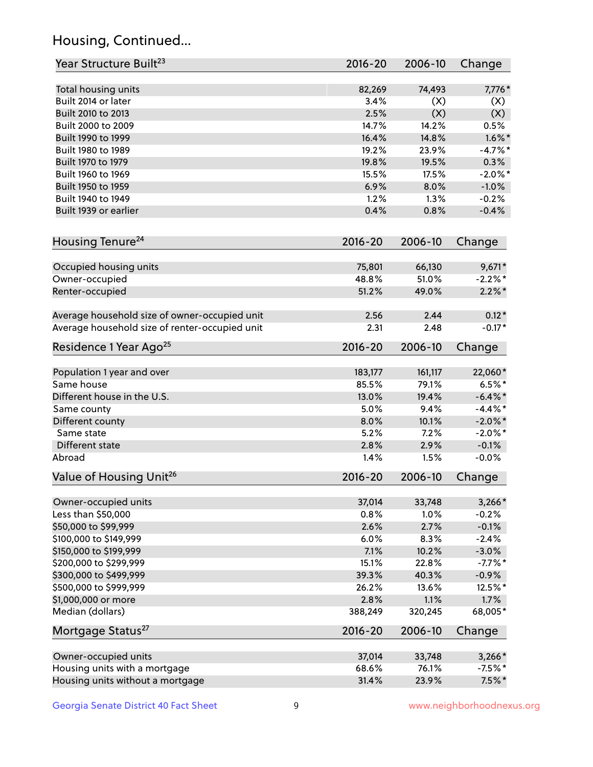## Housing, Continued...

| Year Structure Built[23] | 2016-20 | 2006-10 | Change |
|---|---|---|---|
| Total housing units | 82,269 | 74,493 | 7,776* |
| Built 2014 or later | 3.4% | (X) | (X) |
| Built 2010 to 2013 | 2.5% | (X) | (X) |
| Built 2000 to 2009 | 14.7% | 14.2% | 0.5% |
| Built 1990 to 1999 | 16.4% | 14.8% | 1.6%* |
| Built 1980 to 1989 | 19.2% | 23.9% | -4.7%* |
| Built 1970 to 1979 | 19.8% | 19.5% | 0.3% |
| Built 1960 to 1969 | 15.5% | 17.5% | -2.0%* |
| Built 1950 to 1959 | 6.9% | 8.0% | -1.0% |
| Built 1940 to 1949 | 1.2% | 1.3% | -0.2% |
| Built 1939 or earlier | 0.4% | 0.8% | -0.4% |

| Housing Tenure[24] | 2016-20 | 2006-10 | Change |
|---|---|---|---|
| Occupied housing units | 75,801 | 66,130 | 9,671* |
| Owner-occupied | 48.8% | 51.0% | -2.2%* |
| Renter-occupied | 51.2% | 49.0% | 2.2%* |
| Average household size of owner-occupied unit | 2.56 | 2.44 | 0.12* |
| Average household size of renter-occupied unit | 2.31 | 2.48 | -0.17* |

| Residence 1 Year Ago[25] | 2016-20 | 2006-10 | Change |
|---|---|---|---|
| Population 1 year and over | 183,177 | 161,117 | 22,060* |
| Same house | 85.5% | 79.1% | 6.5%* |
| Different house in the U.S. | 13.0% | 19.4% | -6.4%* |
| Same county | 5.0% | 9.4% | -4.4%* |
| Different county | 8.0% | 10.1% | -2.0%* |
| Same state | 5.2% | 7.2% | -2.0%* |
| Different state | 2.8% | 2.9% | -0.1% |
| Abroad | 1.4% | 1.5% | -0.0% |

| Value of Housing Unit[26] | 2016-20 | 2006-10 | Change |
|---|---|---|---|
| Owner-occupied units | 37,014 | 33,748 | 3,266* |
| Less than $50,000 | 0.8% | 1.0% | -0.2% |
| $50,000 to $99,999 | 2.6% | 2.7% | -0.1% |
| $100,000 to $149,999 | 6.0% | 8.3% | -2.4% |
| $150,000 to $199,999 | 7.1% | 10.2% | -3.0% |
| $200,000 to $299,999 | 15.1% | 22.8% | -7.7%* |
| $300,000 to $499,999 | 39.3% | 40.3% | -0.9% |
| $500,000 to $999,999 | 26.2% | 13.6% | 12.5%* |
| $1,000,000 or more | 2.8% | 1.1% | 1.7% |
| Median (dollars) | 388,249 | 320,245 | 68,005* |

| Mortgage Status[27] | 2016-20 | 2006-10 | Change |
|---|---|---|---|
| Owner-occupied units | 37,014 | 33,748 | 3,266* |
| Housing units with a mortgage | 68.6% | 76.1% | -7.5%* |
| Housing units without a mortgage | 31.4% | 23.9% | 7.5%* |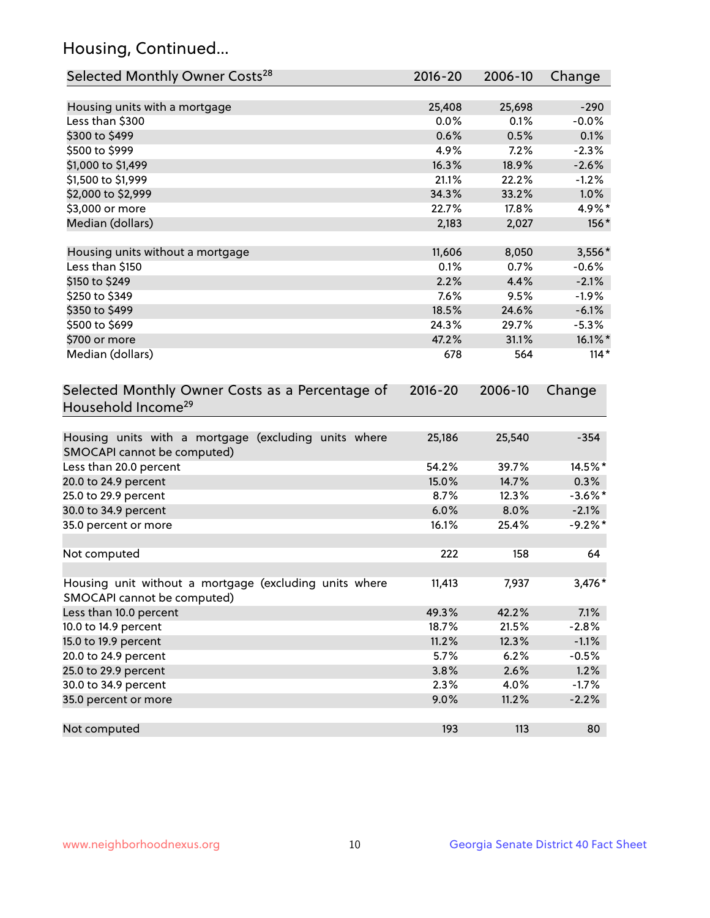## Housing, Continued...

| Selected Monthly Owner Costs[28] | 2016-20 | 2006-10 | Change |
|---|---|---|---|
| Housing units with a mortgage | 25,408 | 25,698 | -290 |
| Less than $300 | 0.0% | 0.1% | -0.0% |
| $300 to $499 | 0.6% | 0.5% | 0.1% |
| $500 to $999 | 4.9% | 7.2% | -2.3% |
| $1,000 to $1,499 | 16.3% | 18.9% | -2.6% |
| $1,500 to $1,999 | 21.1% | 22.2% | -1.2% |
| $2,000 to $2,999 | 34.3% | 33.2% | 1.0% |
| $3,000 or more | 22.7% | 17.8% | 4.9%* |
| Median (dollars) | 2,183 | 2,027 | 156* |
| Housing units without a mortgage | 11,606 | 8,050 | 3,556* |
| Less than $150 | 0.1% | 0.7% | -0.6% |
| $150 to $249 | 2.2% | 4.4% | -2.1% |
| $250 to $349 | 7.6% | 9.5% | -1.9% |
| $350 to $499 | 18.5% | 24.6% | -6.1% |
| $500 to $699 | 24.3% | 29.7% | -5.3% |
| $700 or more | 47.2% | 31.1% | 16.1%* |
| Median (dollars) | 678 | 564 | 114* |

| Selected Monthly Owner Costs as a Percentage of Household Income[29] | 2016-20 | 2006-10 | Change |
|---|---|---|---|
| Housing units with a mortgage (excluding units where SMOCAPI cannot be computed) | 25,186 | 25,540 | -354 |
| Less than 20.0 percent | 54.2% | 39.7% | 14.5%* |
| 20.0 to 24.9 percent | 15.0% | 14.7% | 0.3% |
| 25.0 to 29.9 percent | 8.7% | 12.3% | -3.6%* |
| 30.0 to 34.9 percent | 6.0% | 8.0% | -2.1% |
| 35.0 percent or more | 16.1% | 25.4% | -9.2%* |
| Not computed | 222 | 158 | 64 |
| Housing unit without a mortgage (excluding units where SMOCAPI cannot be computed) | 11,413 | 7,937 | 3,476* |
| Less than 10.0 percent | 49.3% | 42.2% | 7.1% |
| 10.0 to 14.9 percent | 18.7% | 21.5% | -2.8% |
| 15.0 to 19.9 percent | 11.2% | 12.3% | -1.1% |
| 20.0 to 24.9 percent | 5.7% | 6.2% | -0.5% |
| 25.0 to 29.9 percent | 3.8% | 2.6% | 1.2% |
| 30.0 to 34.9 percent | 2.3% | 4.0% | -1.7% |
| 35.0 percent or more | 9.0% | 11.2% | -2.2% |
| Not computed | 193 | 113 | 80 |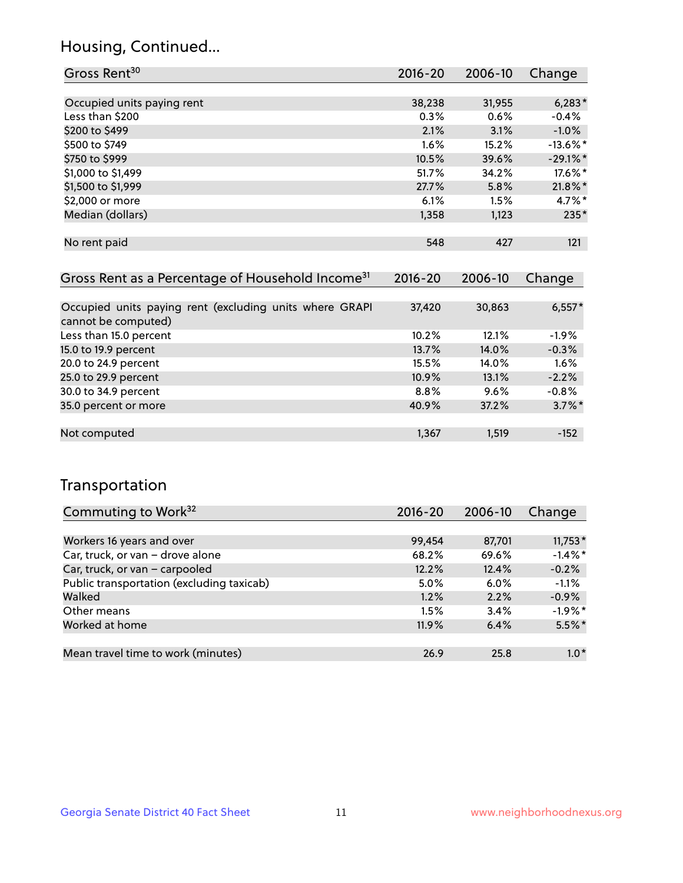## Housing, Continued...

| Gross Rent[30] | 2016-20 | 2006-10 | Change |
|---|---|---|---|
| Occupied units paying rent | 38,238 | 31,955 | 6,283* |
| Less than $200 | 0.3% | 0.6% | -0.4% |
| $200 to $499 | 2.1% | 3.1% | -1.0% |
| $500 to $749 | 1.6% | 15.2% | -13.6%* |
| $750 to $999 | 10.5% | 39.6% | -29.1%* |
| $1,000 to $1,499 | 51.7% | 34.2% | 17.6%* |
| $1,500 to $1,999 | 27.7% | 5.8% | 21.8%* |
| $2,000 or more | 6.1% | 1.5% | 4.7%* |
| Median (dollars) | 1,358 | 1,123 | 235* |
| No rent paid | 548 | 427 | 121 |

| Gross Rent as a Percentage of Household Income[31] | 2016-20 | 2006-10 | Change |
|---|---|---|---|
| Occupied units paying rent (excluding units where GRAPI cannot be computed) | 37,420 | 30,863 | 6,557* |
| Less than 15.0 percent | 10.2% | 12.1% | -1.9% |
| 15.0 to 19.9 percent | 13.7% | 14.0% | -0.3% |
| 20.0 to 24.9 percent | 15.5% | 14.0% | 1.6% |
| 25.0 to 29.9 percent | 10.9% | 13.1% | -2.2% |
| 30.0 to 34.9 percent | 8.8% | 9.6% | -0.8% |
| 35.0 percent or more | 40.9% | 37.2% | 3.7%* |
| Not computed | 1,367 | 1,519 | -152 |

## Transportation

| Commuting to Work[32] | 2016-20 | 2006-10 | Change |
|---|---|---|---|
| Workers 16 years and over | 99,454 | 87,701 | 11,753* |
| Car, truck, or van – drove alone | 68.2% | 69.6% | -1.4%* |
| Car, truck, or van – carpooled | 12.2% | 12.4% | -0.2% |
| Public transportation (excluding taxicab) | 5.0% | 6.0% | -1.1% |
| Walked | 1.2% | 2.2% | -0.9% |
| Other means | 1.5% | 3.4% | -1.9%* |
| Worked at home | 11.9% | 6.4% | 5.5%* |
| Mean travel time to work (minutes) | 26.9 | 25.8 | 1.0* |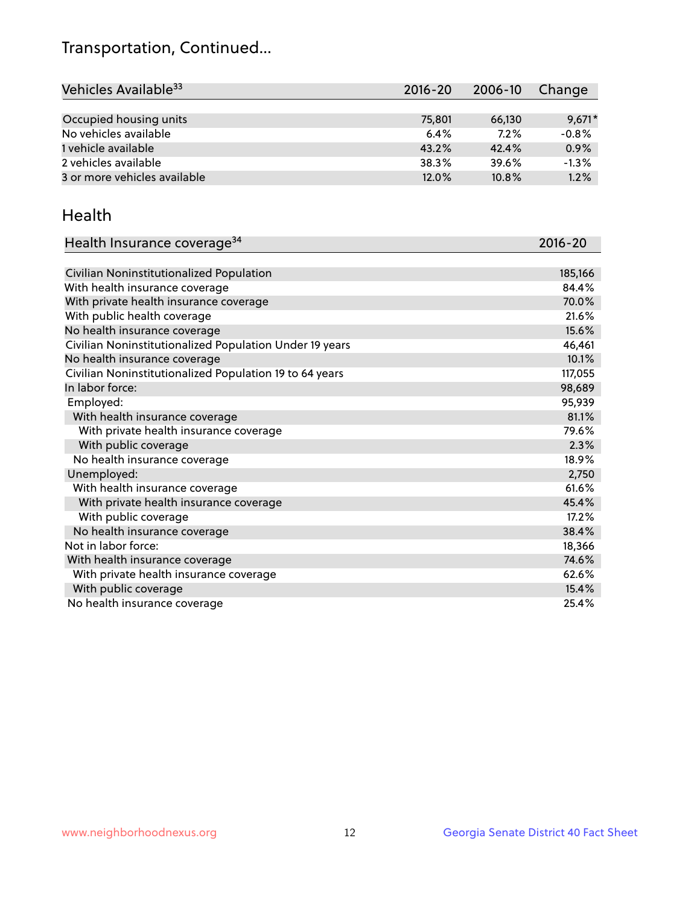## Transportation, Continued...

| Vehicles Available[33] | 2016-20 | 2006-10 | Change |
|---|---|---|---|
| Occupied housing units | 75,801 | 66,130 | 9,671* |
| No vehicles available | 6.4% | 7.2% | -0.8% |
| 1 vehicle available | 43.2% | 42.4% | 0.9% |
| 2 vehicles available | 38.3% | 39.6% | -1.3% |
| 3 or more vehicles available | 12.0% | 10.8% | 1.2% |

## Health

| Health Insurance coverage[34] | 2016-20 |
|---|---|
| Civilian Noninstitutionalized Population | 185,166 |
| With health insurance coverage | 84.4% |
| With private health insurance coverage | 70.0% |
| With public health coverage | 21.6% |
| No health insurance coverage | 15.6% |
| Civilian Noninstitutionalized Population Under 19 years | 46,461 |
| No health insurance coverage | 10.1% |
| Civilian Noninstitutionalized Population 19 to 64 years | 117,055 |
| In labor force: | 98,689 |
| Employed: | 95,939 |
| With health insurance coverage | 81.1% |
| With private health insurance coverage | 79.6% |
| With public coverage | 2.3% |
| No health insurance coverage | 18.9% |
| Unemployed: | 2,750 |
| With health insurance coverage | 61.6% |
| With private health insurance coverage | 45.4% |
| With public coverage | 17.2% |
| No health insurance coverage | 38.4% |
| Not in labor force: | 18,366 |
| With health insurance coverage | 74.6% |
| With private health insurance coverage | 62.6% |
| With public coverage | 15.4% |
| No health insurance coverage | 25.4% |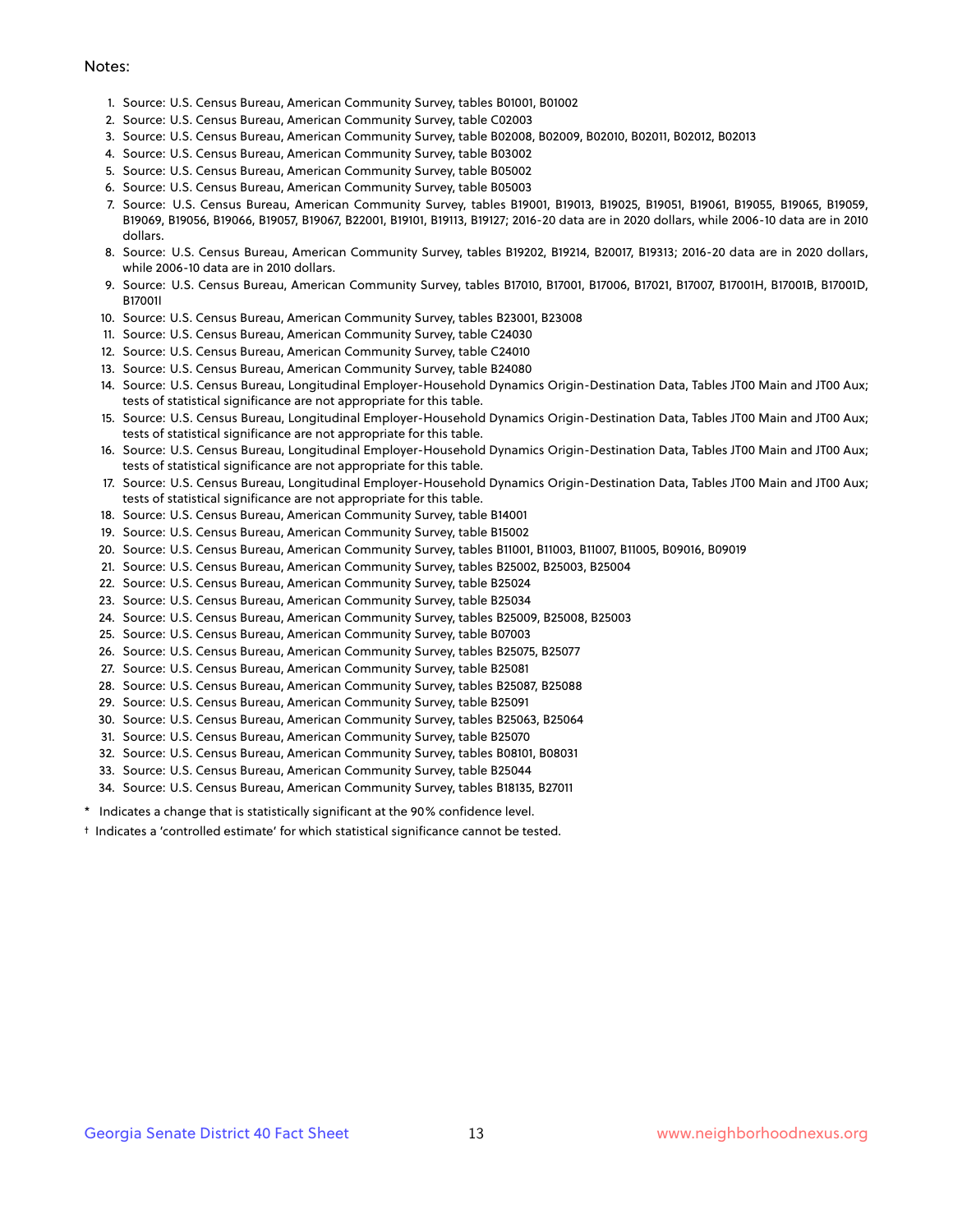Notes:

1. Source: U.S. Census Bureau, American Community Survey, tables B01001, B01002
2. Source: U.S. Census Bureau, American Community Survey, table C02003
3. Source: U.S. Census Bureau, American Community Survey, table B02008, B02009, B02010, B02011, B02012, B02013
4. Source: U.S. Census Bureau, American Community Survey, table B03002
5. Source: U.S. Census Bureau, American Community Survey, table B05002
6. Source: U.S. Census Bureau, American Community Survey, table B05003
7. Source: U.S. Census Bureau, American Community Survey, tables B19001, B19013, B19025, B19051, B19061, B19055, B19065, B19059, B19069, B19056, B19066, B19057, B19067, B22001, B19101, B19113, B19127; 2016-20 data are in 2020 dollars, while 2006-10 data are in 2010 dollars.
8. Source: U.S. Census Bureau, American Community Survey, tables B19202, B19214, B20017, B19313; 2016-20 data are in 2020 dollars, while 2006-10 data are in 2010 dollars.
9. Source: U.S. Census Bureau, American Community Survey, tables B17010, B17001, B17006, B17021, B17007, B17001H, B17001B, B17001D, B17001I
10. Source: U.S. Census Bureau, American Community Survey, tables B23001, B23008
11. Source: U.S. Census Bureau, American Community Survey, table C24030
12. Source: U.S. Census Bureau, American Community Survey, table C24010
13. Source: U.S. Census Bureau, American Community Survey, table B24080
14. Source: U.S. Census Bureau, Longitudinal Employer-Household Dynamics Origin-Destination Data, Tables JT00 Main and JT00 Aux; tests of statistical significance are not appropriate for this table.
15. Source: U.S. Census Bureau, Longitudinal Employer-Household Dynamics Origin-Destination Data, Tables JT00 Main and JT00 Aux; tests of statistical significance are not appropriate for this table.
16. Source: U.S. Census Bureau, Longitudinal Employer-Household Dynamics Origin-Destination Data, Tables JT00 Main and JT00 Aux; tests of statistical significance are not appropriate for this table.
17. Source: U.S. Census Bureau, Longitudinal Employer-Household Dynamics Origin-Destination Data, Tables JT00 Main and JT00 Aux; tests of statistical significance are not appropriate for this table.
18. Source: U.S. Census Bureau, American Community Survey, table B14001
19. Source: U.S. Census Bureau, American Community Survey, table B15002
20. Source: U.S. Census Bureau, American Community Survey, tables B11001, B11003, B11007, B11005, B09016, B09019
21. Source: U.S. Census Bureau, American Community Survey, tables B25002, B25003, B25004
22. Source: U.S. Census Bureau, American Community Survey, table B25024
23. Source: U.S. Census Bureau, American Community Survey, table B25034
24. Source: U.S. Census Bureau, American Community Survey, tables B25009, B25008, B25003
25. Source: U.S. Census Bureau, American Community Survey, table B07003
26. Source: U.S. Census Bureau, American Community Survey, tables B25075, B25077
27. Source: U.S. Census Bureau, American Community Survey, table B25081
28. Source: U.S. Census Bureau, American Community Survey, tables B25087, B25088
29. Source: U.S. Census Bureau, American Community Survey, table B25091
30. Source: U.S. Census Bureau, American Community Survey, tables B25063, B25064
31. Source: U.S. Census Bureau, American Community Survey, table B25070
32. Source: U.S. Census Bureau, American Community Survey, tables B08101, B08031
33. Source: U.S. Census Bureau, American Community Survey, table B25044
34. Source: U.S. Census Bureau, American Community Survey, tables B18135, B27011

\* Indicates a change that is statistically significant at the 90% confidence level.

† Indicates a 'controlled estimate' for which statistical significance cannot be tested.